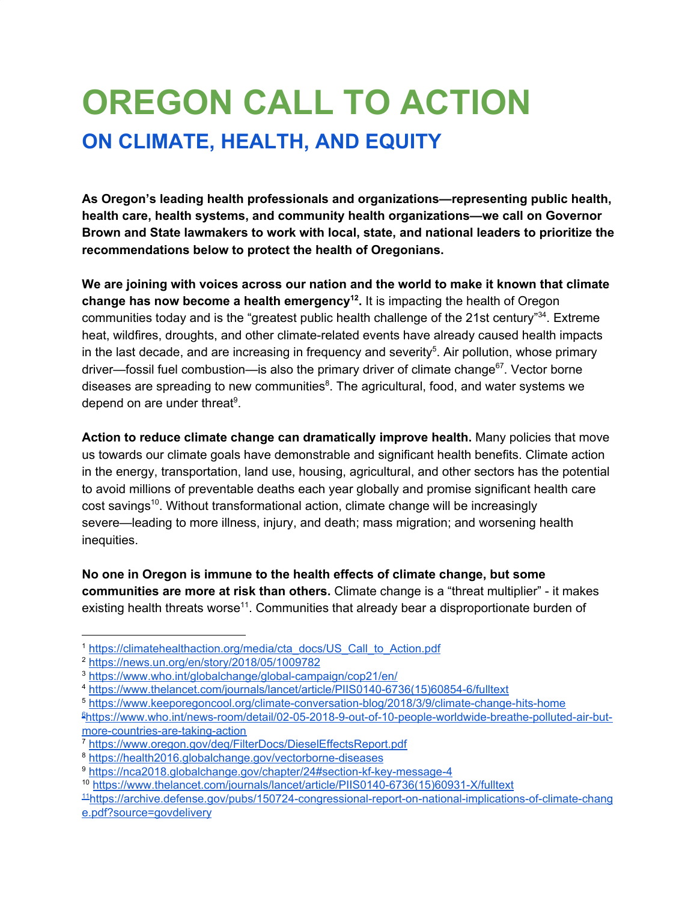# OREGON CALL TO ACTION

## ON CLIMATE, HEALTH, AND EQUITY

**As Oregon's leading health professionals and organizations—representing public health, health care, health systems, and community health organizations—we call on Governor Brown and State lawmakers to work with local, state, and national leaders to prioritize the recommendations below to protect the health of Oregonians.**

**We are joining with voices across our nation and the world to make it known that climate change has now become a health emergency[1][2].** It is impacting the health of Oregon communities today and is the "greatest public health challenge of the 21st century"[3][4]. Extreme heat, wildfires, droughts, and other climate-related events have already caused health impacts in the last decade, and are increasing in frequency and severity[5]. Air pollution, whose primary driver—fossil fuel combustion—is also the primary driver of climate change[6][7]. Vector borne diseases are spreading to new communities[8]. The agricultural, food, and water systems we depend on are under threat[9].

**Action to reduce climate change can dramatically improve health.** Many policies that move us towards our climate goals have demonstrable and significant health benefits. Climate action in the energy, transportation, land use, housing, agricultural, and other sectors has the potential to avoid millions of preventable deaths each year globally and promise significant health care cost savings[10]. Without transformational action, climate change will be increasingly severe—leading to more illness, injury, and death; mass migration; and worsening health inequities.

**No one in Oregon is immune to the health effects of climate change, but some communities are more at risk than others.** Climate change is a "threat multiplier" - it makes existing health threats worse[11]. Communities that already bear a disproportionate burden of

---

[1] https://climatehealthaction.org/media/cta_docs/US_Call_to_Action.pdf
[2] https://news.un.org/en/story/2018/05/1009782
[3] https://www.who.int/globalchange/global-campaign/cop21/en/
[4] https://www.thelancet.com/journals/lancet/article/PIIS0140-6736(15)60854-6/fulltext
[5] https://www.keeporegoncool.org/climate-conversation-blog/2018/3/9/climate-change-hits-home
[6] https://www.who.int/news-room/detail/02-05-2018-9-out-of-10-people-worldwide-breathe-polluted-air-but-more-countries-are-taking-action
[7] https://www.oregon.gov/deq/FilterDocs/DieselEffectsReport.pdf
[8] https://health2016.globalchange.gov/vectorborne-diseases
[9] https://nca2018.globalchange.gov/chapter/24#section-kf-key-message-4
[10] https://www.thelancet.com/journals/lancet/article/PIIS0140-6736(15)60931-X/fulltext
[11] https://archive.defense.gov/pubs/150724-congressional-report-on-national-implications-of-climate-change.pdf?source=govdelivery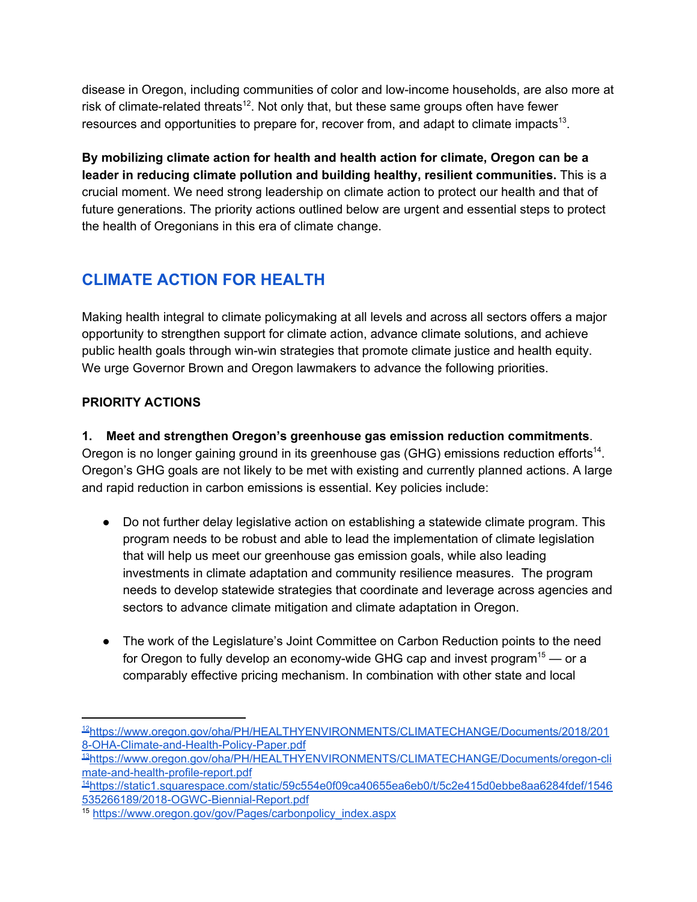disease in Oregon, including communities of color and low-income households, are also more at risk of climate-related threats[12]. Not only that, but these same groups often have fewer resources and opportunities to prepare for, recover from, and adapt to climate impacts[13].

**By mobilizing climate action for health and health action for climate, Oregon can be a leader in reducing climate pollution and building healthy, resilient communities.** This is a crucial moment. We need strong leadership on climate action to protect our health and that of future generations. The priority actions outlined below are urgent and essential steps to protect the health of Oregonians in this era of climate change.

## CLIMATE ACTION FOR HEALTH

Making health integral to climate policymaking at all levels and across all sectors offers a major opportunity to strengthen support for climate action, advance climate solutions, and achieve public health goals through win-win strategies that promote climate justice and health equity. We urge Governor Brown and Oregon lawmakers to advance the following priorities.

### PRIORITY ACTIONS

**1. Meet and strengthen Oregon's greenhouse gas emission reduction commitments**. Oregon is no longer gaining ground in its greenhouse gas (GHG) emissions reduction efforts[14]. Oregon's GHG goals are not likely to be met with existing and currently planned actions. A large and rapid reduction in carbon emissions is essential. Key policies include:

- Do not further delay legislative action on establishing a statewide climate program. This program needs to be robust and able to lead the implementation of climate legislation that will help us meet our greenhouse gas emission goals, while also leading investments in climate adaptation and community resilience measures. The program needs to develop statewide strategies that coordinate and leverage across agencies and sectors to advance climate mitigation and climate adaptation in Oregon.

- The work of the Legislature's Joint Committee on Carbon Reduction points to the need for Oregon to fully develop an economy-wide GHG cap and invest program[15] — or a comparably effective pricing mechanism. In combination with other state and local

---

[12] https://www.oregon.gov/oha/PH/HEALTHYENVIRONMENTS/CLIMATECHANGE/Documents/2018/2018-OHA-Climate-and-Health-Policy-Paper.pdf

[13] https://www.oregon.gov/oha/PH/HEALTHYENVIRONMENTS/CLIMATECHANGE/Documents/oregon-climate-and-health-profile-report.pdf

[14] https://static1.squarespace.com/static/59c554e0f09ca40655ea6eb0/t/5c2e415d0ebbe8aa6284fdef/1546535266189/2018-OGWC-Biennial-Report.pdf

[15] https://www.oregon.gov/gov/Pages/carbonpolicy_index.aspx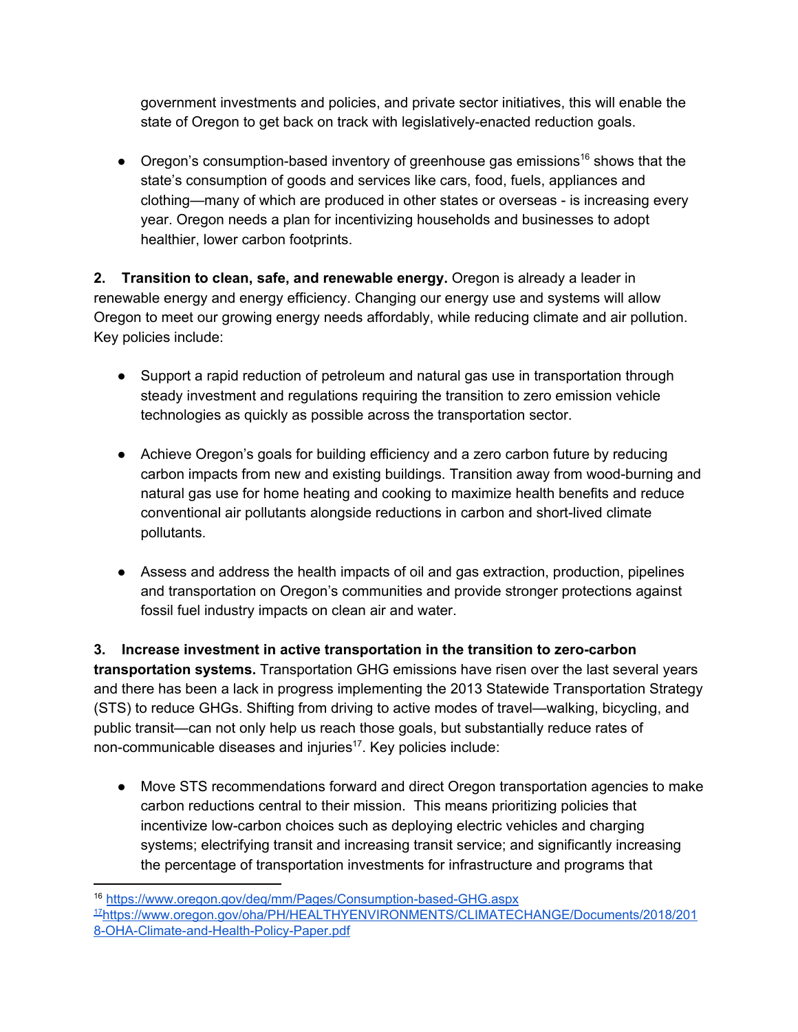government investments and policies, and private sector initiatives, this will enable the state of Oregon to get back on track with legislatively-enacted reduction goals.

- Oregon's consumption-based inventory of greenhouse gas emissions[16] shows that the state's consumption of goods and services like cars, food, fuels, appliances and clothing—many of which are produced in other states or overseas - is increasing every year. Oregon needs a plan for incentivizing households and businesses to adopt healthier, lower carbon footprints.

**2. Transition to clean, safe, and renewable energy.** Oregon is already a leader in renewable energy and energy efficiency. Changing our energy use and systems will allow Oregon to meet our growing energy needs affordably, while reducing climate and air pollution. Key policies include:

- Support a rapid reduction of petroleum and natural gas use in transportation through steady investment and regulations requiring the transition to zero emission vehicle technologies as quickly as possible across the transportation sector.

- Achieve Oregon's goals for building efficiency and a zero carbon future by reducing carbon impacts from new and existing buildings. Transition away from wood-burning and natural gas use for home heating and cooking to maximize health benefits and reduce conventional air pollutants alongside reductions in carbon and short-lived climate pollutants.

- Assess and address the health impacts of oil and gas extraction, production, pipelines and transportation on Oregon's communities and provide stronger protections against fossil fuel industry impacts on clean air and water.

**3. Increase investment in active transportation in the transition to zero-carbon transportation systems.** Transportation GHG emissions have risen over the last several years and there has been a lack in progress implementing the 2013 Statewide Transportation Strategy (STS) to reduce GHGs. Shifting from driving to active modes of travel—walking, bicycling, and public transit—can not only help us reach those goals, but substantially reduce rates of non-communicable diseases and injuries[17]. Key policies include:

- Move STS recommendations forward and direct Oregon transportation agencies to make carbon reductions central to their mission. This means prioritizing policies that incentivize low-carbon choices such as deploying electric vehicles and charging systems; electrifying transit and increasing transit service; and significantly increasing the percentage of transportation investments for infrastructure and programs that

---

[16] https://www.oregon.gov/deq/mm/Pages/Consumption-based-GHG.aspx

[17] https://www.oregon.gov/oha/PH/HEALTHYENVIRONMENTS/CLIMATECHANGE/Documents/2018/2018-OHA-Climate-and-Health-Policy-Paper.pdf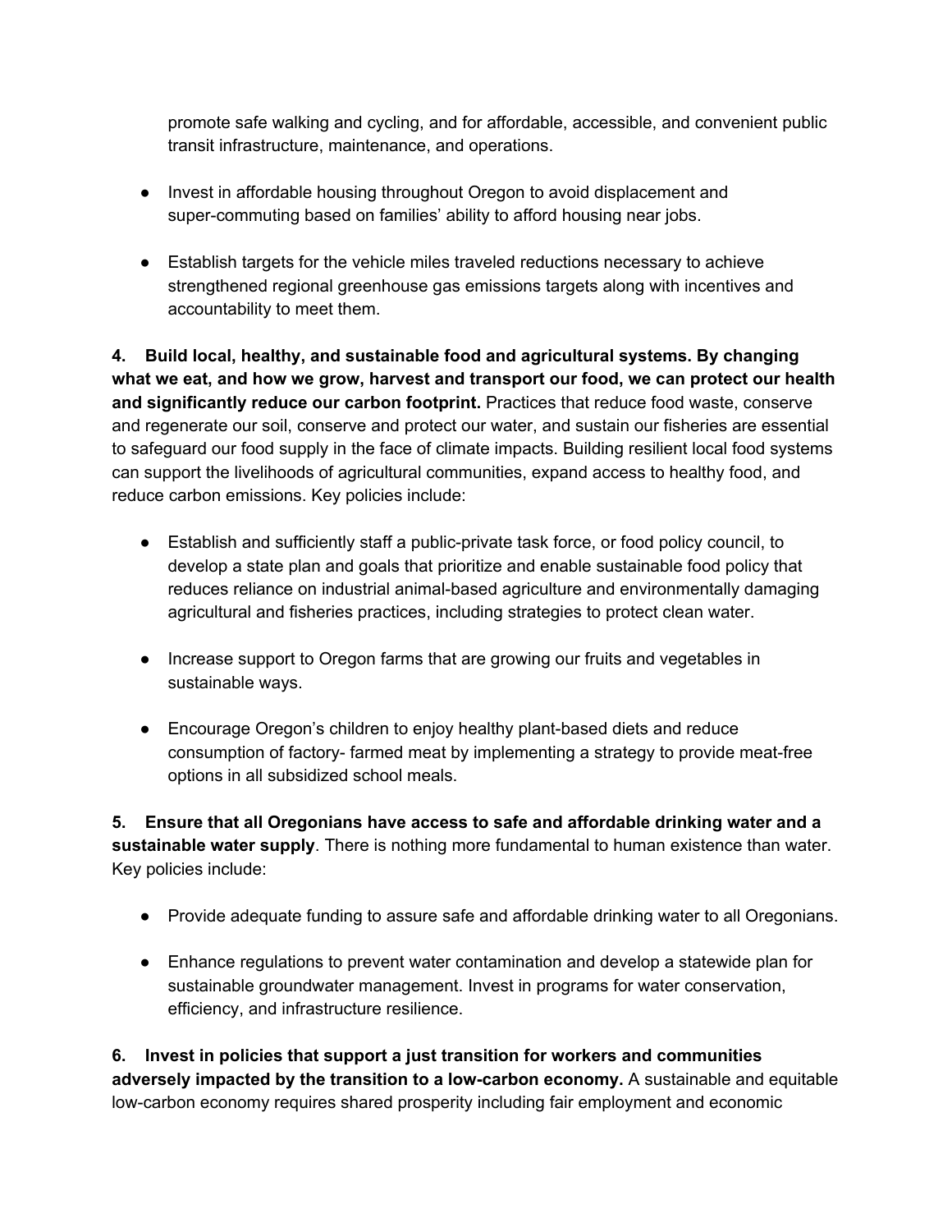promote safe walking and cycling, and for affordable, accessible, and convenient public transit infrastructure, maintenance, and operations.

- Invest in affordable housing throughout Oregon to avoid displacement and super-commuting based on families' ability to afford housing near jobs.

- Establish targets for the vehicle miles traveled reductions necessary to achieve strengthened regional greenhouse gas emissions targets along with incentives and accountability to meet them.

**4. Build local, healthy, and sustainable food and agricultural systems. By changing what we eat, and how we grow, harvest and transport our food, we can protect our health and significantly reduce our carbon footprint.** Practices that reduce food waste, conserve and regenerate our soil, conserve and protect our water, and sustain our fisheries are essential to safeguard our food supply in the face of climate impacts. Building resilient local food systems can support the livelihoods of agricultural communities, expand access to healthy food, and reduce carbon emissions. Key policies include:

- Establish and sufficiently staff a public-private task force, or food policy council, to develop a state plan and goals that prioritize and enable sustainable food policy that reduces reliance on industrial animal-based agriculture and environmentally damaging agricultural and fisheries practices, including strategies to protect clean water.

- Increase support to Oregon farms that are growing our fruits and vegetables in sustainable ways.

- Encourage Oregon's children to enjoy healthy plant-based diets and reduce consumption of factory- farmed meat by implementing a strategy to provide meat-free options in all subsidized school meals.

**5. Ensure that all Oregonians have access to safe and affordable drinking water and a sustainable water supply**. There is nothing more fundamental to human existence than water. Key policies include:

- Provide adequate funding to assure safe and affordable drinking water to all Oregonians.

- Enhance regulations to prevent water contamination and develop a statewide plan for sustainable groundwater management. Invest in programs for water conservation, efficiency, and infrastructure resilience.

**6. Invest in policies that support a just transition for workers and communities adversely impacted by the transition to a low-carbon economy.** A sustainable and equitable low-carbon economy requires shared prosperity including fair employment and economic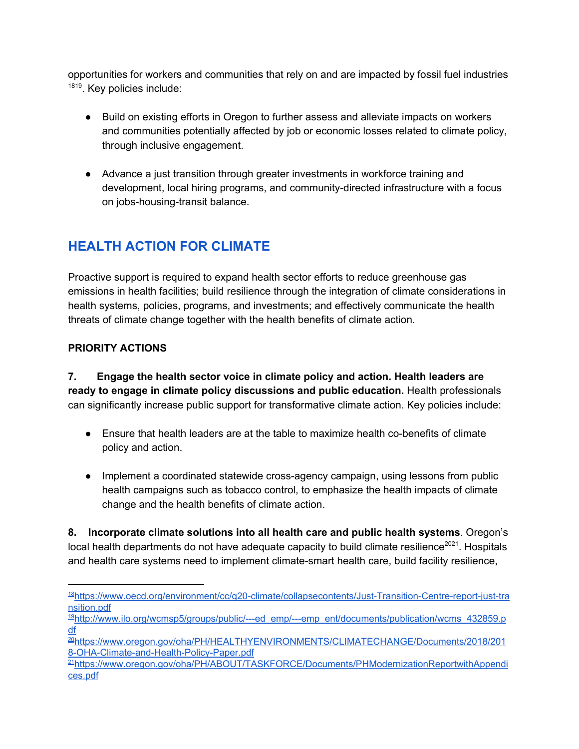opportunities for workers and communities that rely on and are impacted by fossil fuel industries [18][19]. Key policies include:

- Build on existing efforts in Oregon to further assess and alleviate impacts on workers and communities potentially affected by job or economic losses related to climate policy, through inclusive engagement.

- Advance a just transition through greater investments in workforce training and development, local hiring programs, and community-directed infrastructure with a focus on jobs-housing-transit balance.

## HEALTH ACTION FOR CLIMATE

Proactive support is required to expand health sector efforts to reduce greenhouse gas emissions in health facilities; build resilience through the integration of climate considerations in health systems, policies, programs, and investments; and effectively communicate the health threats of climate change together with the health benefits of climate action.

**PRIORITY ACTIONS**

**7. Engage the health sector voice in climate policy and action. Health leaders are ready to engage in climate policy discussions and public education.** Health professionals can significantly increase public support for transformative climate action. Key policies include:

- Ensure that health leaders are at the table to maximize health co-benefits of climate policy and action.

- Implement a coordinated statewide cross-agency campaign, using lessons from public health campaigns such as tobacco control, to emphasize the health impacts of climate change and the health benefits of climate action.

**8. Incorporate climate solutions into all health care and public health systems**. Oregon's local health departments do not have adequate capacity to build climate resilience[20][21]. Hospitals and health care systems need to implement climate-smart health care, build facility resilience,

---

[18] https://www.oecd.org/environment/cc/g20-climate/collapsecontents/Just-Transition-Centre-report-just-transition.pdf

[19] http://www.ilo.org/wcmsp5/groups/public/---ed_emp/---emp_ent/documents/publication/wcms_432859.pdf

[20] https://www.oregon.gov/oha/PH/HEALTHYENVIRONMENTS/CLIMATECHANGE/Documents/2018/2018-OHA-Climate-and-Health-Policy-Paper.pdf

[21] https://www.oregon.gov/oha/PH/ABOUT/TASKFORCE/Documents/PHModernizationReportwithAppendices.pdf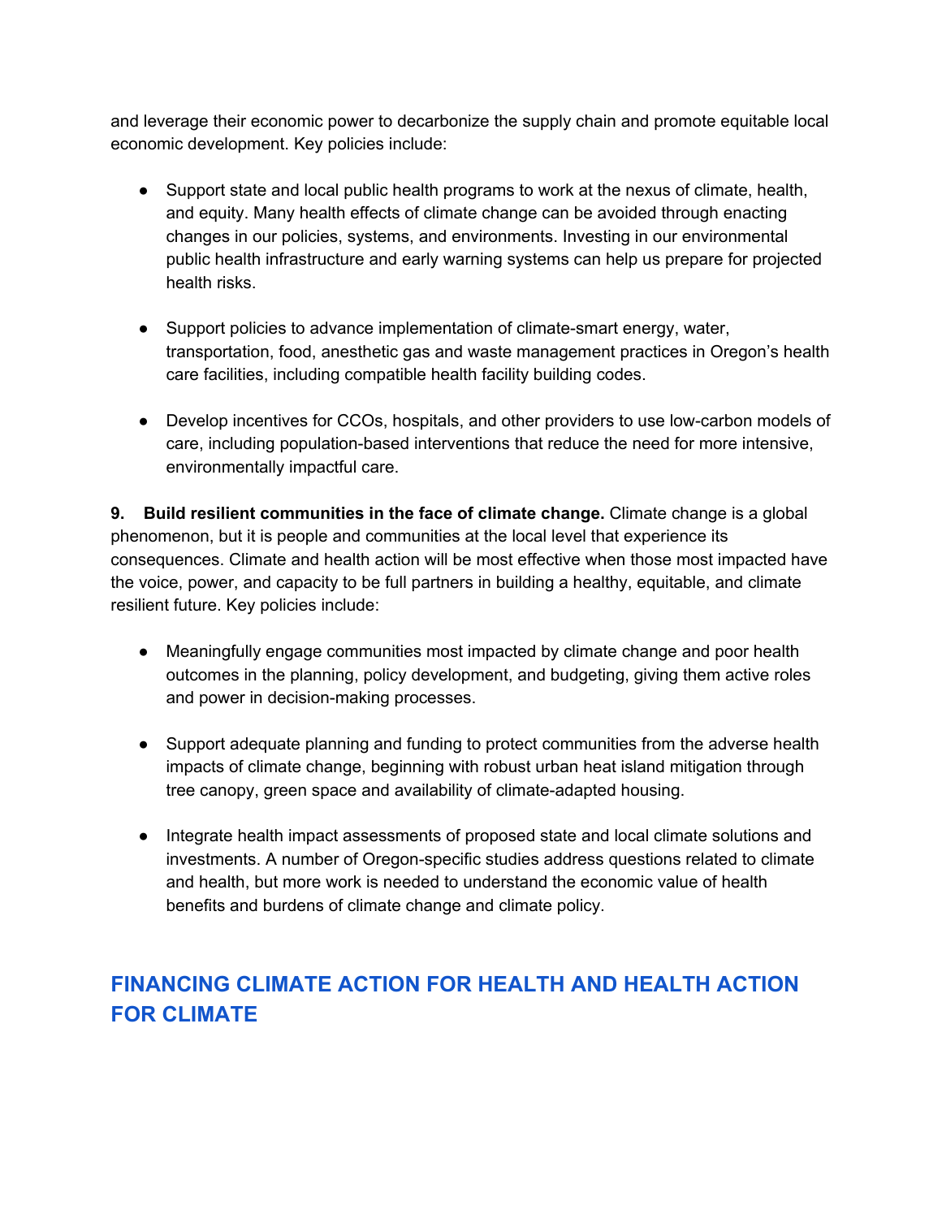and leverage their economic power to decarbonize the supply chain and promote equitable local economic development. Key policies include:

- Support state and local public health programs to work at the nexus of climate, health, and equity. Many health effects of climate change can be avoided through enacting changes in our policies, systems, and environments. Investing in our environmental public health infrastructure and early warning systems can help us prepare for projected health risks.

- Support policies to advance implementation of climate-smart energy, water, transportation, food, anesthetic gas and waste management practices in Oregon's health care facilities, including compatible health facility building codes.

- Develop incentives for CCOs, hospitals, and other providers to use low-carbon models of care, including population-based interventions that reduce the need for more intensive, environmentally impactful care.

**9. Build resilient communities in the face of climate change.** Climate change is a global phenomenon, but it is people and communities at the local level that experience its consequences. Climate and health action will be most effective when those most impacted have the voice, power, and capacity to be full partners in building a healthy, equitable, and climate resilient future. Key policies include:

- Meaningfully engage communities most impacted by climate change and poor health outcomes in the planning, policy development, and budgeting, giving them active roles and power in decision-making processes.

- Support adequate planning and funding to protect communities from the adverse health impacts of climate change, beginning with robust urban heat island mitigation through tree canopy, green space and availability of climate-adapted housing.

- Integrate health impact assessments of proposed state and local climate solutions and investments. A number of Oregon-specific studies address questions related to climate and health, but more work is needed to understand the economic value of health benefits and burdens of climate change and climate policy.

## FINANCING CLIMATE ACTION FOR HEALTH AND HEALTH ACTION FOR CLIMATE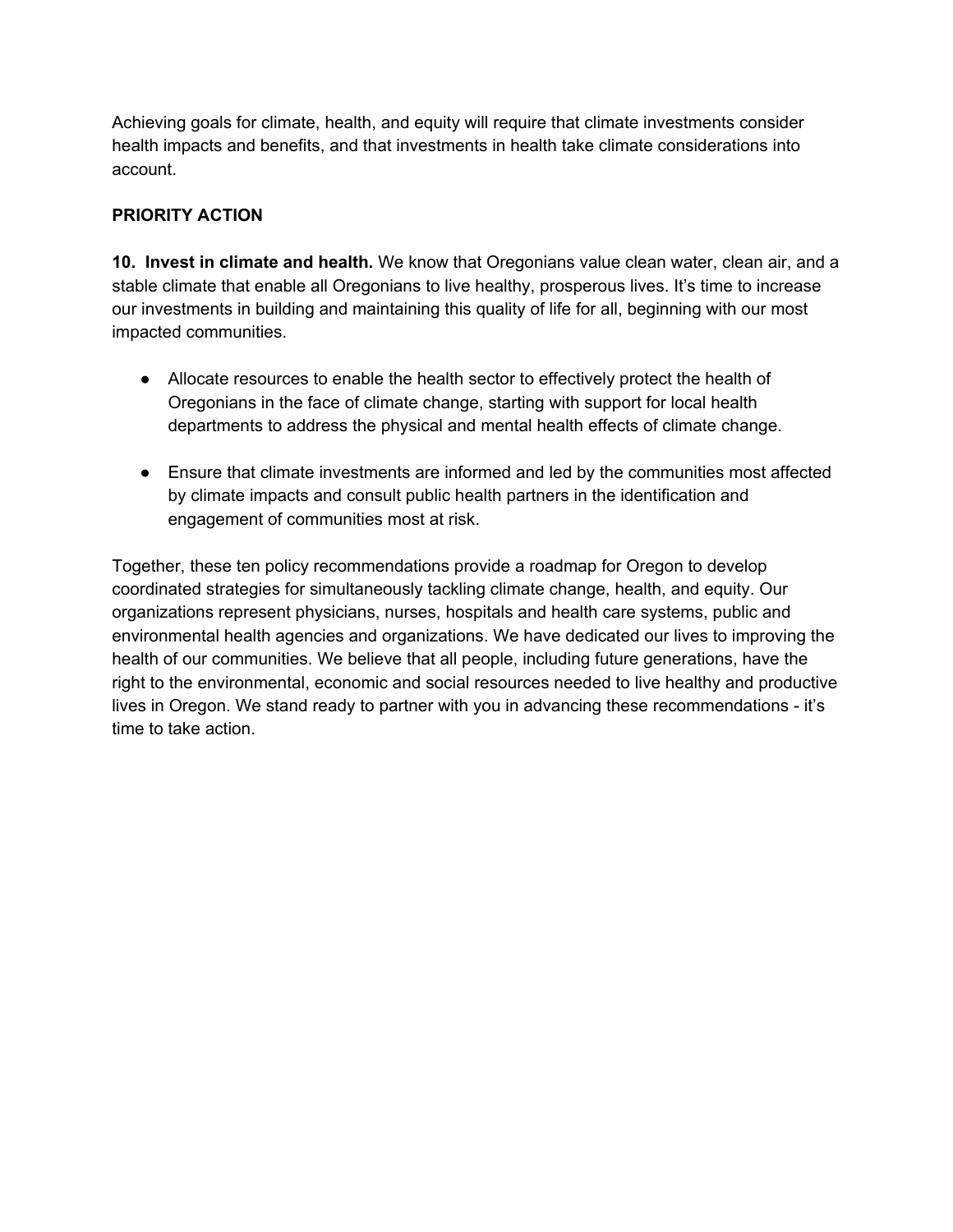Achieving goals for climate, health, and equity will require that climate investments consider health impacts and benefits, and that investments in health take climate considerations into account.

**PRIORITY ACTION**

**10. Invest in climate and health.** We know that Oregonians value clean water, clean air, and a stable climate that enable all Oregonians to live healthy, prosperous lives. It's time to increase our investments in building and maintaining this quality of life for all, beginning with our most impacted communities.

- Allocate resources to enable the health sector to effectively protect the health of Oregonians in the face of climate change, starting with support for local health departments to address the physical and mental health effects of climate change.

- Ensure that climate investments are informed and led by the communities most affected by climate impacts and consult public health partners in the identification and engagement of communities most at risk.

Together, these ten policy recommendations provide a roadmap for Oregon to develop coordinated strategies for simultaneously tackling climate change, health, and equity. Our organizations represent physicians, nurses, hospitals and health care systems, public and environmental health agencies and organizations. We have dedicated our lives to improving the health of our communities. We believe that all people, including future generations, have the right to the environmental, economic and social resources needed to live healthy and productive lives in Oregon. We stand ready to partner with you in advancing these recommendations - it's time to take action.